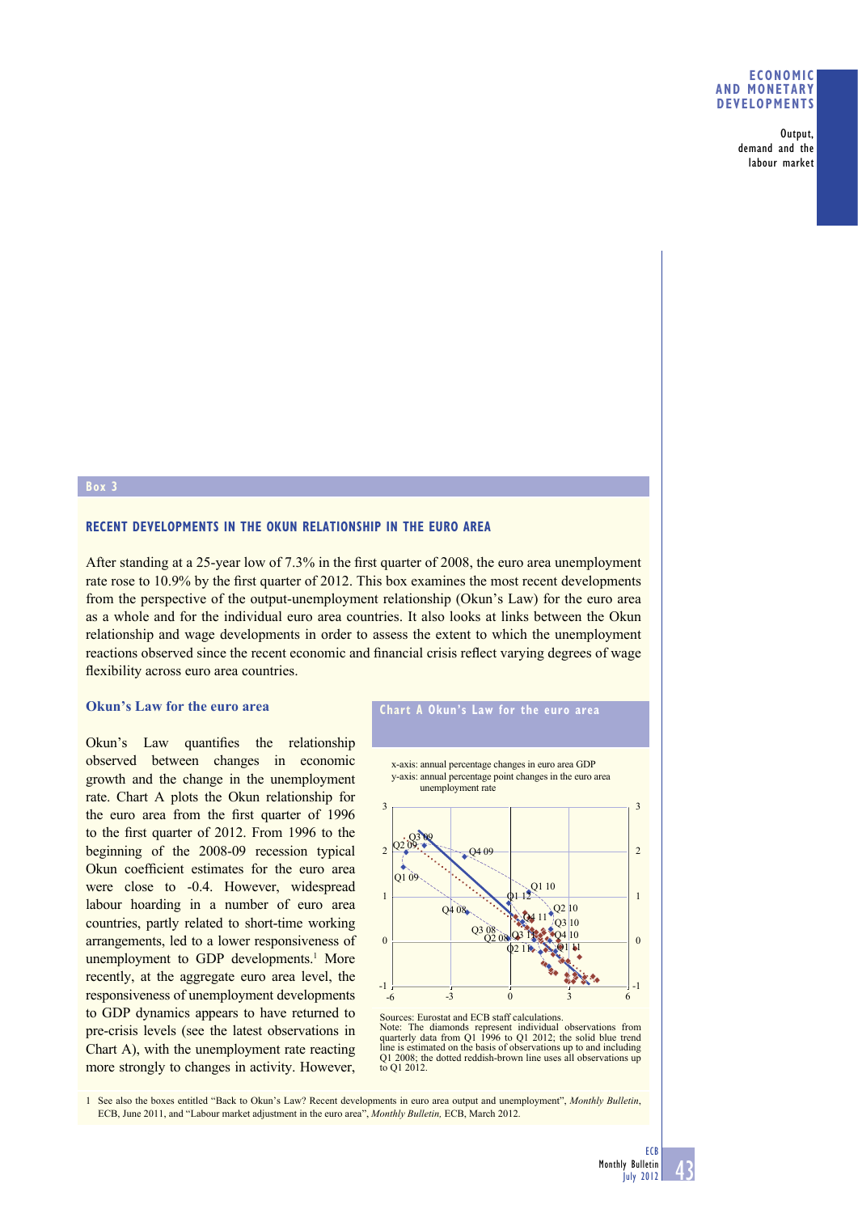## Box 3

### RECENT DEVELOPMENTS IN THE OKUN RELATIONSHIP IN THE EURO AREA

After standing at a 25-year low of 7.3% in the first quarter of 2008, the euro area unemployment rate rose to 10.9% by the first quarter of 2012. This box examines the most recent developments from the perspective of the output-unemployment relationship (Okun's Law) for the euro area as a whole and for the individual euro area countries. It also looks at links between the Okun relationship and wage developments in order to assess the extent to which the unemployment reactions observed since the recent economic and financial crisis reflect varying degrees of wage flexibility across euro area countries.

#### Okun's Law for the euro area

Okun's Law quantifies the relationship observed between changes in economic growth and the change in the unemployment rate. Chart A plots the Okun relationship for the euro area from the first quarter of 1996 to the first quarter of 2012. From 1996 to the beginning of the 2008-09 recession typical Okun coefficient estimates for the euro area were close to -0.4. However, widespread labour hoarding in a number of euro area countries, partly related to short-time working arrangements, led to a lower responsiveness of unemployment to GDP developments.[1] More recently, at the aggregate euro area level, the responsiveness of unemployment developments to GDP dynamics appears to have returned to pre-crisis levels (see the latest observations in Chart A), with the unemployment rate reacting more strongly to changes in activity. However,

**Chart A Okun's Law for the euro area**

x-axis: annual percentage changes in euro area GDP
y-axis: annual percentage point changes in the euro area unemployment rate

Sources: Eurostat and ECB staff calculations.
Note: The diamonds represent individual observations from quarterly data from Q1 1996 to Q1 2012; the solid blue trend line is estimated on the basis of observations up to and including Q1 2008; the dotted reddish-brown line uses all observations up to Q1 2012.

1 See also the boxes entitled "Back to Okun's Law? Recent developments in euro area output and unemployment", *Monthly Bulletin*, ECB, June 2011, and "Labour market adjustment in the euro area", *Monthly Bulletin,* ECB, March 2012.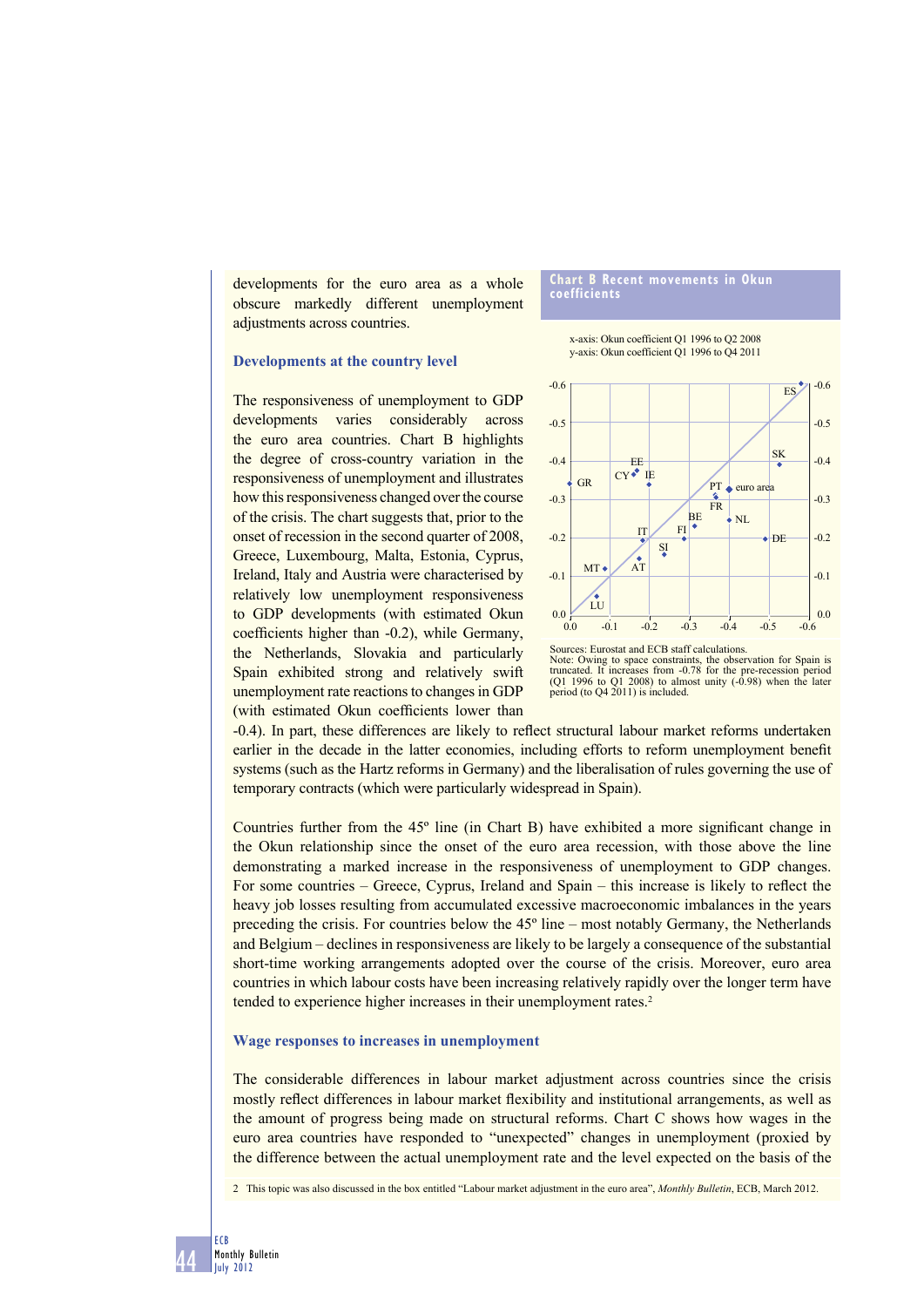developments for the euro area as a whole obscure markedly different unemployment adjustments across countries.

### Developments at the country level

The responsiveness of unemployment to GDP developments varies considerably across the euro area countries. Chart B highlights the degree of cross-country variation in the responsiveness of unemployment and illustrates how this responsiveness changed over the course of the crisis. The chart suggests that, prior to the onset of recession in the second quarter of 2008, Greece, Luxembourg, Malta, Estonia, Cyprus, Ireland, Italy and Austria were characterised by relatively low unemployment responsiveness to GDP developments (with estimated Okun coefficients higher than -0.2), while Germany, the Netherlands, Slovakia and particularly Spain exhibited strong and relatively swift unemployment rate reactions to changes in GDP (with estimated Okun coefficients lower than -0.4). In part, these differences are likely to reflect structural labour market reforms undertaken earlier in the decade in the latter economies, including efforts to reform unemployment benefit systems (such as the Hartz reforms in Germany) and the liberalisation of rules governing the use of temporary contracts (which were particularly widespread in Spain).

**Chart B Recent movements in Okun coefficients**

x-axis: Okun coefficient Q1 1996 to Q2 2008
y-axis: Okun coefficient Q1 1996 to Q4 2011

Sources: Eurostat and ECB staff calculations.
Note: Owing to space constraints, the observation for Spain is truncated. It increases from -0.78 for the pre-recession period (Q1 1996 to Q1 2008) to almost unity (-0.98) when the later period (to Q4 2011) is included.

Countries further from the 45º line (in Chart B) have exhibited a more significant change in the Okun relationship since the onset of the euro area recession, with those above the line demonstrating a marked increase in the responsiveness of unemployment to GDP changes. For some countries – Greece, Cyprus, Ireland and Spain – this increase is likely to reflect the heavy job losses resulting from accumulated excessive macroeconomic imbalances in the years preceding the crisis. For countries below the 45º line – most notably Germany, the Netherlands and Belgium – declines in responsiveness are likely to be largely a consequence of the substantial short-time working arrangements adopted over the course of the crisis. Moreover, euro area countries in which labour costs have been increasing relatively rapidly over the longer term have tended to experience higher increases in their unemployment rates.[2]

### Wage responses to increases in unemployment

The considerable differences in labour market adjustment across countries since the crisis mostly reflect differences in labour market flexibility and institutional arrangements, as well as the amount of progress being made on structural reforms. Chart C shows how wages in the euro area countries have responded to "unexpected" changes in unemployment (proxied by the difference between the actual unemployment rate and the level expected on the basis of the

2 This topic was also discussed in the box entitled "Labour market adjustment in the euro area", *Monthly Bulletin*, ECB, March 2012.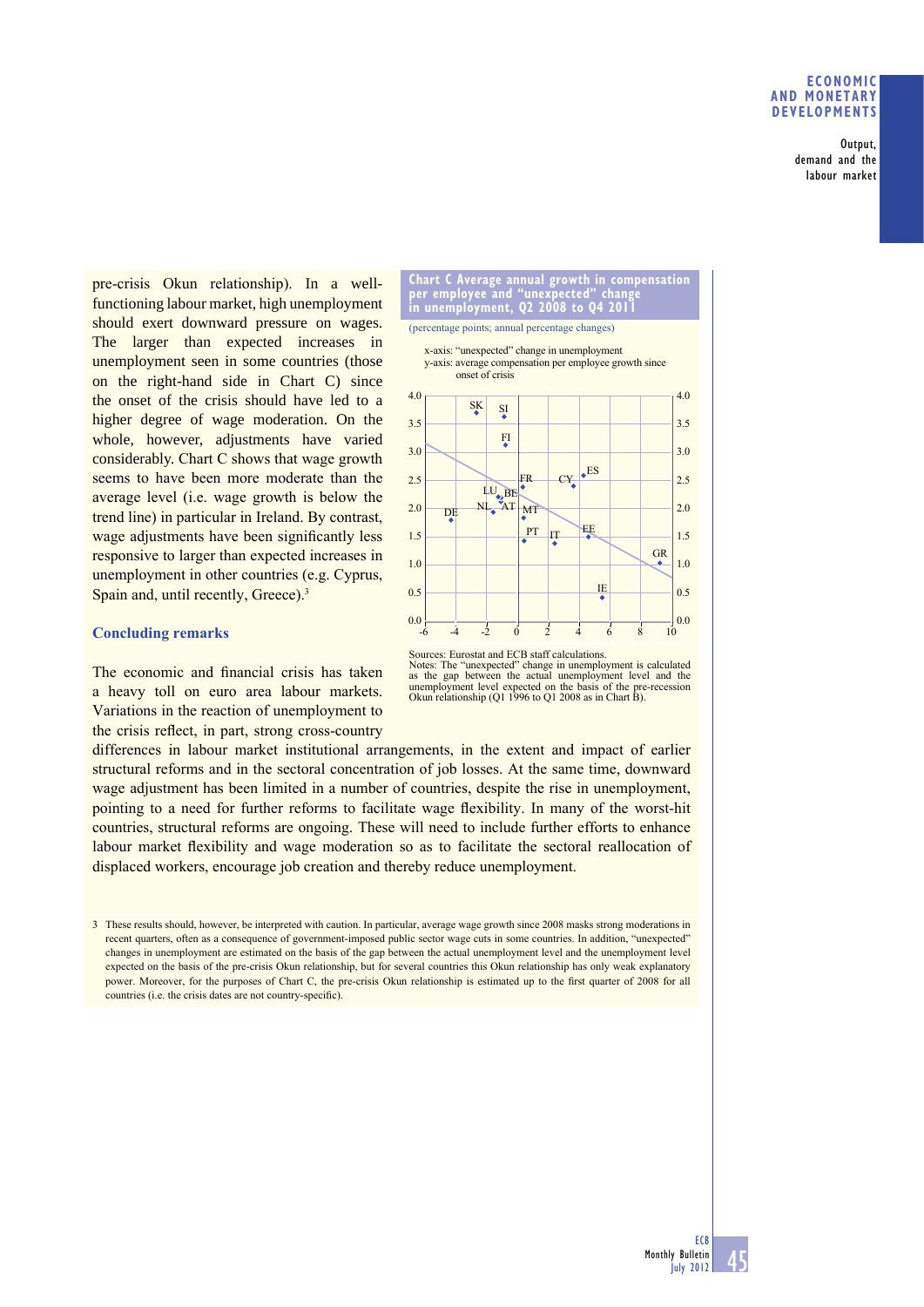pre-crisis Okun relationship). In a well-functioning labour market, high unemployment should exert downward pressure on wages. The larger than expected increases in unemployment seen in some countries (those on the right-hand side in Chart C) since the onset of the crisis should have led to a higher degree of wage moderation. On the whole, however, adjustments have varied considerably. Chart C shows that wage growth seems to have been more moderate than the average level (i.e. wage growth is below the trend line) in particular in Ireland. By contrast, wage adjustments have been significantly less responsive to larger than expected increases in unemployment in other countries (e.g. Cyprus, Spain and, until recently, Greece).[3]

**Chart C Average annual growth in compensation per employee and "unexpected" change in unemployment, Q2 2008 to Q4 2011**

(percentage points; annual percentage changes)

x-axis: "unexpected" change in unemployment
y-axis: average compensation per employee growth since onset of crisis

4.0
3.5
3.0
2.5
2.0
1.5
1.0
0.5
0.0

-6 -4 -2 0 2 4 6 8 10

SK SI FI FR CY ES LU BE NL AT MT DE PT IT EE GR IE

Sources: Eurostat and ECB staff calculations.
Notes: The "unexpected" change in unemployment is calculated as the gap between the actual unemployment level and the unemployment level expected on the basis of the pre-recession Okun relationship (Q1 1996 to Q1 2008 as in Chart B).

### Concluding remarks

The economic and financial crisis has taken a heavy toll on euro area labour markets. Variations in the reaction of unemployment to the crisis reflect, in part, strong cross-country differences in labour market institutional arrangements, in the extent and impact of earlier structural reforms and in the sectoral concentration of job losses. At the same time, downward wage adjustment has been limited in a number of countries, despite the rise in unemployment, pointing to a need for further reforms to facilitate wage flexibility. In many of the worst-hit countries, structural reforms are ongoing. These will need to include further efforts to enhance labour market flexibility and wage moderation so as to facilitate the sectoral reallocation of displaced workers, encourage job creation and thereby reduce unemployment.

3 These results should, however, be interpreted with caution. In particular, average wage growth since 2008 masks strong moderations in recent quarters, often as a consequence of government-imposed public sector wage cuts in some countries. In addition, "unexpected" changes in unemployment are estimated on the basis of the gap between the actual unemployment level and the unemployment level expected on the basis of the pre-crisis Okun relationship, but for several countries this Okun relationship has only weak explanatory power. Moreover, for the purposes of Chart C, the pre-crisis Okun relationship is estimated up to the first quarter of 2008 for all countries (i.e. the crisis dates are not country-specific).